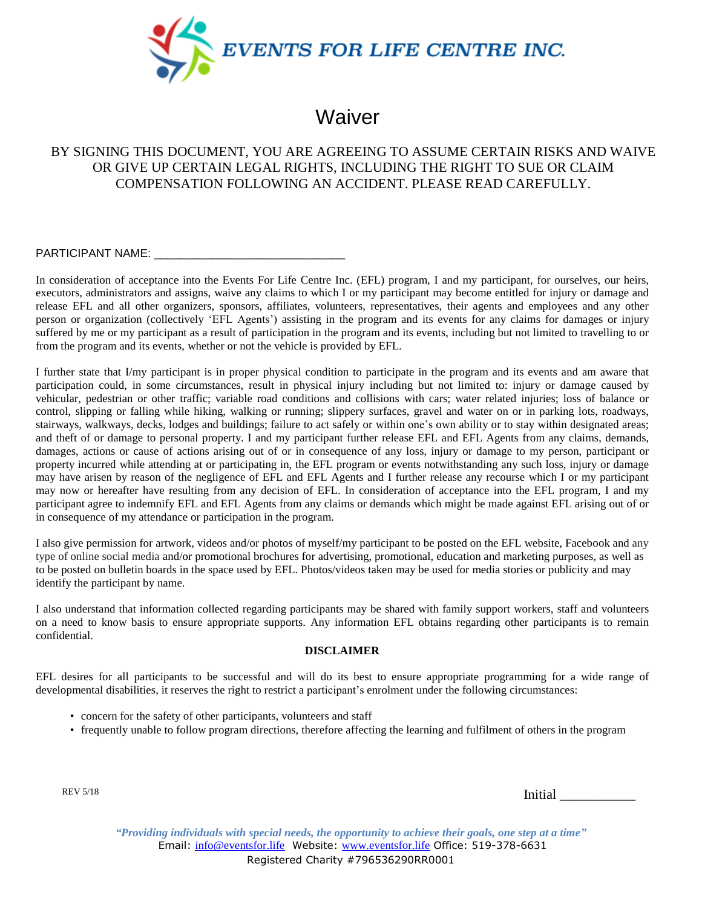EVENTS FOR LIFE CENTRE INC.

# Waiver

BY SIGNING THIS DOCUMENT, YOU ARE AGREEING TO ASSUME CERTAIN RISKS AND WAIVE OR GIVE UP CERTAIN LEGAL RIGHTS, INCLUDING THE RIGHT TO SUE OR CLAIM COMPENSATION FOLLOWING AN ACCIDENT. PLEASE READ CAREFULLY.

PARTICIPANT NAME: _______________________________

In consideration of acceptance into the Events For Life Centre Inc. (EFL) program, I and my participant, for ourselves, our heirs, executors, administrators and assigns, waive any claims to which I or my participant may become entitled for injury or damage and release EFL and all other organizers, sponsors, affiliates, volunteers, representatives, their agents and employees and any other person or organization (collectively 'EFL Agents') assisting in the program and its events for any claims for damages or injury suffered by me or my participant as a result of participation in the program and its events, including but not limited to travelling to or from the program and its events, whether or not the vehicle is provided by EFL.

I further state that I/my participant is in proper physical condition to participate in the program and its events and am aware that participation could, in some circumstances, result in physical injury including but not limited to: injury or damage caused by vehicular, pedestrian or other traffic; variable road conditions and collisions with cars; water related injuries; loss of balance or control, slipping or falling while hiking, walking or running; slippery surfaces, gravel and water on or in parking lots, roadways, stairways, walkways, decks, lodges and buildings; failure to act safely or within one's own ability or to stay within designated areas; and theft of or damage to personal property. I and my participant further release EFL and EFL Agents from any claims, demands, damages, actions or cause of actions arising out of or in consequence of any loss, injury or damage to my person, participant or property incurred while attending at or participating in, the EFL program or events notwithstanding any such loss, injury or damage may have arisen by reason of the negligence of EFL and EFL Agents and I further release any recourse which I or my participant may now or hereafter have resulting from any decision of EFL. In consideration of acceptance into the EFL program, I and my participant agree to indemnify EFL and EFL Agents from any claims or demands which might be made against EFL arising out of or in consequence of my attendance or participation in the program.

I also give permission for artwork, videos and/or photos of myself/my participant to be posted on the EFL website, Facebook and any type of online social media and/or promotional brochures for advertising, promotional, education and marketing purposes, as well as to be posted on bulletin boards in the space used by EFL. Photos/videos taken may be used for media stories or publicity and may identify the participant by name.

I also understand that information collected regarding participants may be shared with family support workers, staff and volunteers on a need to know basis to ensure appropriate supports. Any information EFL obtains regarding other participants is to remain confidential.

**DISCLAIMER**

EFL desires for all participants to be successful and will do its best to ensure appropriate programming for a wide range of developmental disabilities, it reserves the right to restrict a participant's enrolment under the following circumstances:

- concern for the safety of other participants, volunteers and staff
- frequently unable to follow program directions, therefore affecting the learning and fulfilment of others in the program

REV 5/18

Initial ___________

*"Providing individuals with special needs, the opportunity to achieve their goals, one step at a time"*
Email: info@eventsfor.life Website: www.eventsfor.life Office: 519-378-6631
Registered Charity #796536290RR0001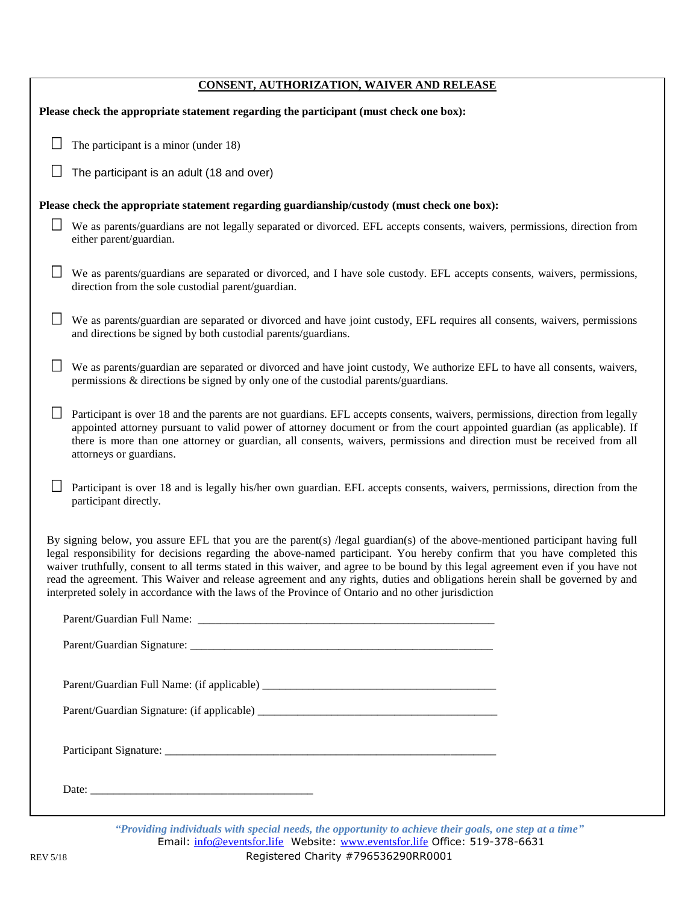## CONSENT, AUTHORIZATION, WAIVER AND RELEASE

**Please check the appropriate statement regarding the participant (must check one box):**

- ☐ The participant is a minor (under 18)
- ☐ The participant is an adult (18 and over)

**Please check the appropriate statement regarding guardianship/custody (must check one box):**

- ☐ We as parents/guardians are not legally separated or divorced. EFL accepts consents, waivers, permissions, direction from either parent/guardian.
- ☐ We as parents/guardians are separated or divorced, and I have sole custody. EFL accepts consents, waivers, permissions, direction from the sole custodial parent/guardian.
- ☐ We as parents/guardian are separated or divorced and have joint custody, EFL requires all consents, waivers, permissions and directions be signed by both custodial parents/guardians.
- ☐ We as parents/guardian are separated or divorced and have joint custody, We authorize EFL to have all consents, waivers, permissions & directions be signed by only one of the custodial parents/guardians.
- ☐ Participant is over 18 and the parents are not guardians. EFL accepts consents, waivers, permissions, direction from legally appointed attorney pursuant to valid power of attorney document or from the court appointed guardian (as applicable). If there is more than one attorney or guardian, all consents, waivers, permissions and direction must be received from all attorneys or guardians.
- ☐ Participant is over 18 and is legally his/her own guardian. EFL accepts consents, waivers, permissions, direction from the participant directly.

By signing below, you assure EFL that you are the parent(s) /legal guardian(s) of the above-mentioned participant having full legal responsibility for decisions regarding the above-named participant. You hereby confirm that you have completed this waiver truthfully, consent to all terms stated in this waiver, and agree to be bound by this legal agreement even if you have not read the agreement. This Waiver and release agreement and any rights, duties and obligations herein shall be governed by and interpreted solely in accordance with the laws of the Province of Ontario and no other jurisdiction

Parent/Guardian Full Name: ____________________________________________________

Parent/Guardian Signature: ____________________________________________________

Parent/Guardian Full Name: (if applicable) ________________________________________

Parent/Guardian Signature: (if applicable) ________________________________________

Participant Signature: _________________________________________________________

Date: ______________________________________

***"Providing individuals with special needs, the opportunity to achieve their goals, one step at a time"***

Email: info@eventsfor.life Website: www.eventsfor.life Office: 519-378-6631

Registered Charity #796536290RR0001

REV 5/18